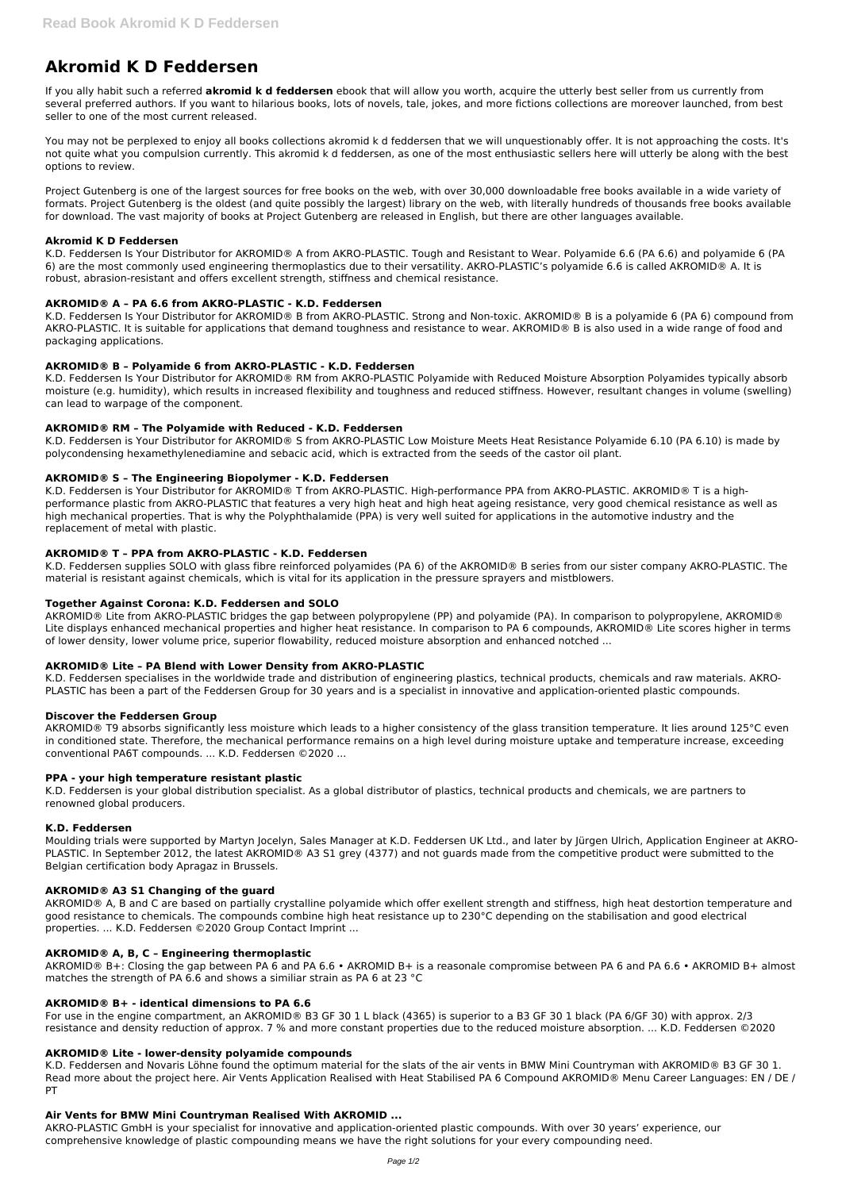# Akromid K D Feddersen

If you ally habit such a referred **akromid k d feddersen** ebook that will allow you worth, acquire the utterly best seller from us currently from several preferred authors. If you want to hilarious books, lots of novels, tale, jokes, and more fictions collections are moreover launched, from best seller to one of the most current released.

You may not be perplexed to enjoy all books collections akromid k d feddersen that we will unquestionably offer. It is not approaching the costs. It's not quite what you compulsion currently. This akromid k d feddersen, as one of the most enthusiastic sellers here will utterly be along with the best options to review.

Project Gutenberg is one of the largest sources for free books on the web, with over 30,000 downloadable free books available in a wide variety of formats. Project Gutenberg is the oldest (and quite possibly the largest) library on the web, with literally hundreds of thousands free books available for download. The vast majority of books at Project Gutenberg are released in English, but there are other languages available.

### Akromid K D Feddersen

K.D. Feddersen Is Your Distributor for AKROMID® A from AKRO-PLASTIC. Tough and Resistant to Wear. Polyamide 6.6 (PA 6.6) and polyamide 6 (PA 6) are the most commonly used engineering thermoplastics due to their versatility. AKRO-PLASTIC's polyamide 6.6 is called AKROMID® A. It is robust, abrasion-resistant and offers excellent strength, stiffness and chemical resistance.

### AKROMID® A – PA 6.6 from AKRO-PLASTIC - K.D. Feddersen

K.D. Feddersen Is Your Distributor for AKROMID® B from AKRO-PLASTIC. Strong and Non-toxic. AKROMID® B is a polyamide 6 (PA 6) compound from AKRO-PLASTIC. It is suitable for applications that demand toughness and resistance to wear. AKROMID® B is also used in a wide range of food and packaging applications.

### AKROMID® B – Polyamide 6 from AKRO-PLASTIC - K.D. Feddersen

K.D. Feddersen Is Your Distributor for AKROMID® RM from AKRO-PLASTIC Polyamide with Reduced Moisture Absorption Polyamides typically absorb moisture (e.g. humidity), which results in increased flexibility and toughness and reduced stiffness. However, resultant changes in volume (swelling) can lead to warpage of the component.

### AKROMID® RM – The Polyamide with Reduced - K.D. Feddersen

K.D. Feddersen is Your Distributor for AKROMID® S from AKRO-PLASTIC Low Moisture Meets Heat Resistance Polyamide 6.10 (PA 6.10) is made by polycondensing hexamethylenediamine and sebacic acid, which is extracted from the seeds of the castor oil plant.

### AKROMID® S – The Engineering Biopolymer - K.D. Feddersen

K.D. Feddersen is Your Distributor for AKROMID® T from AKRO-PLASTIC. High-performance PPA from AKRO-PLASTIC. AKROMID® T is a high-performance plastic from AKRO-PLASTIC that features a very high heat and high heat ageing resistance, very good chemical resistance as well as high mechanical properties. That is why the Polyphthalamide (PPA) is very well suited for applications in the automotive industry and the replacement of metal with plastic.

### AKROMID® T – PPA from AKRO-PLASTIC - K.D. Feddersen

K.D. Feddersen supplies SOLO with glass fibre reinforced polyamides (PA 6) of the AKROMID® B series from our sister company AKRO-PLASTIC. The material is resistant against chemicals, which is vital for its application in the pressure sprayers and mistblowers.

### Together Against Corona: K.D. Feddersen and SOLO

AKROMID® Lite from AKRO-PLASTIC bridges the gap between polypropylene (PP) and polyamide (PA). In comparison to polypropylene, AKROMID® Lite displays enhanced mechanical properties and higher heat resistance. In comparison to PA 6 compounds, AKROMID® Lite scores higher in terms of lower density, lower volume price, superior flowability, reduced moisture absorption and enhanced notched ...

### AKROMID® Lite – PA Blend with Lower Density from AKRO-PLASTIC

K.D. Feddersen specialises in the worldwide trade and distribution of engineering plastics, technical products, chemicals and raw materials. AKRO-PLASTIC has been a part of the Feddersen Group for 30 years and is a specialist in innovative and application-oriented plastic compounds.

### Discover the Feddersen Group

AKROMID® T9 absorbs significantly less moisture which leads to a higher consistency of the glass transition temperature. It lies around 125°C even in conditioned state. Therefore, the mechanical performance remains on a high level during moisture uptake and temperature increase, exceeding conventional PA6T compounds. ... K.D. Feddersen ©2020 ...

### PPA - your high temperature resistant plastic

K.D. Feddersen is your global distribution specialist. As a global distributor of plastics, technical products and chemicals, we are partners to renowned global producers.

### K.D. Feddersen

Moulding trials were supported by Martyn Jocelyn, Sales Manager at K.D. Feddersen UK Ltd., and later by Jürgen Ulrich, Application Engineer at AKRO-PLASTIC. In September 2012, the latest AKROMID® A3 S1 grey (4377) and not guards made from the competitive product were submitted to the Belgian certification body Apragaz in Brussels.

### AKROMID® A3 S1 Changing of the guard

AKROMID® A, B and C are based on partially crystalline polyamide which offer exellent strength and stiffness, high heat destortion temperature and good resistance to chemicals. The compounds combine high heat resistance up to 230°C depending on the stabilisation and good electrical properties. ... K.D. Feddersen ©2020 Group Contact Imprint ...

### AKROMID® A, B, C – Engineering thermoplastic

AKROMID® B+: Closing the gap between PA 6 and PA 6.6 • AKROMID B+ is a reasonale compromise between PA 6 and PA 6.6 • AKROMID B+ almost matches the strength of PA 6.6 and shows a similiar strain as PA 6 at 23 °C

### AKROMID® B+ - identical dimensions to PA 6.6

For use in the engine compartment, an AKROMID® B3 GF 30 1 L black (4365) is superior to a B3 GF 30 1 black (PA 6/GF 30) with approx. 2/3 resistance and density reduction of approx. 7 % and more constant properties due to the reduced moisture absorption. ... K.D. Feddersen ©2020

### AKROMID® Lite - lower-density polyamide compounds

K.D. Feddersen and Novaris Löhne found the optimum material for the slats of the air vents in BMW Mini Countryman with AKROMID® B3 GF 30 1. Read more about the project here. Air Vents Application Realised with Heat Stabilised PA 6 Compound AKROMID® Menu Career Languages: EN / DE / PT

### Air Vents for BMW Mini Countryman Realised With AKROMID ...

AKRO-PLASTIC GmbH is your specialist for innovative and application-oriented plastic compounds. With over 30 years' experience, our comprehensive knowledge of plastic compounding means we have the right solutions for your every compounding need.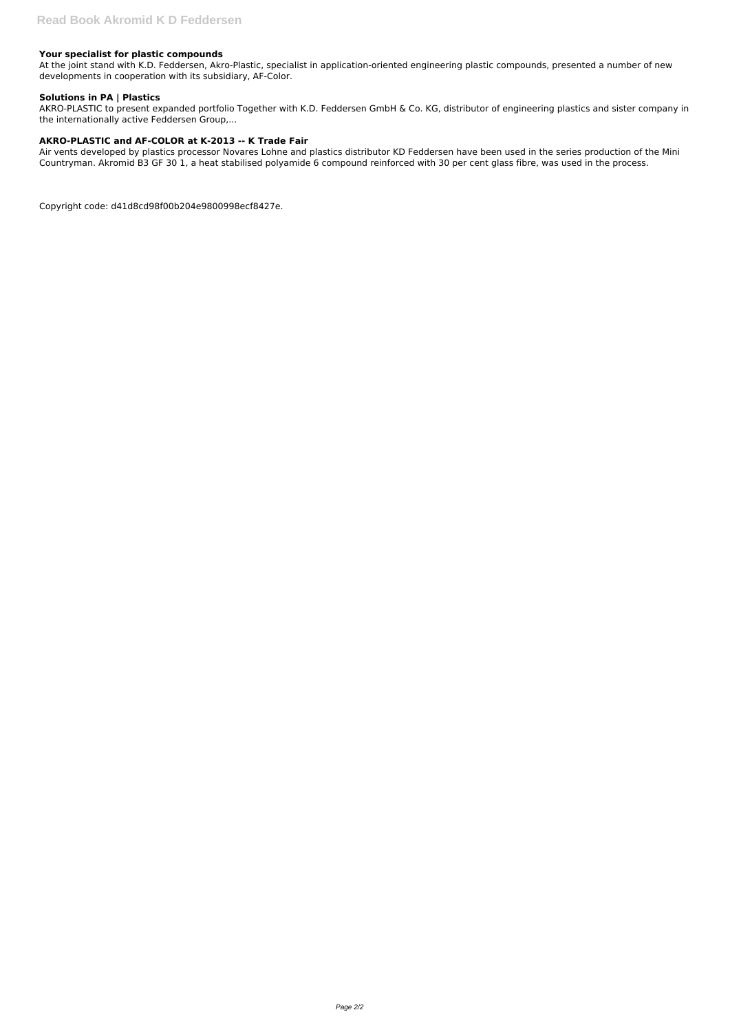### Your specialist for plastic compounds

At the joint stand with K.D. Feddersen, Akro-Plastic, specialist in application-oriented engineering plastic compounds, presented a number of new developments in cooperation with its subsidiary, AF-Color.

### Solutions in PA | Plastics

AKRO-PLASTIC to present expanded portfolio Together with K.D. Feddersen GmbH & Co. KG, distributor of engineering plastics and sister company in the internationally active Feddersen Group,...

### AKRO-PLASTIC and AF-COLOR at K-2013 -- K Trade Fair

Air vents developed by plastics processor Novares Lohne and plastics distributor KD Feddersen have been used in the series production of the Mini Countryman. Akromid B3 GF 30 1, a heat stabilised polyamide 6 compound reinforced with 30 per cent glass fibre, was used in the process.

Copyright code: d41d8cd98f00b204e9800998ecf8427e.